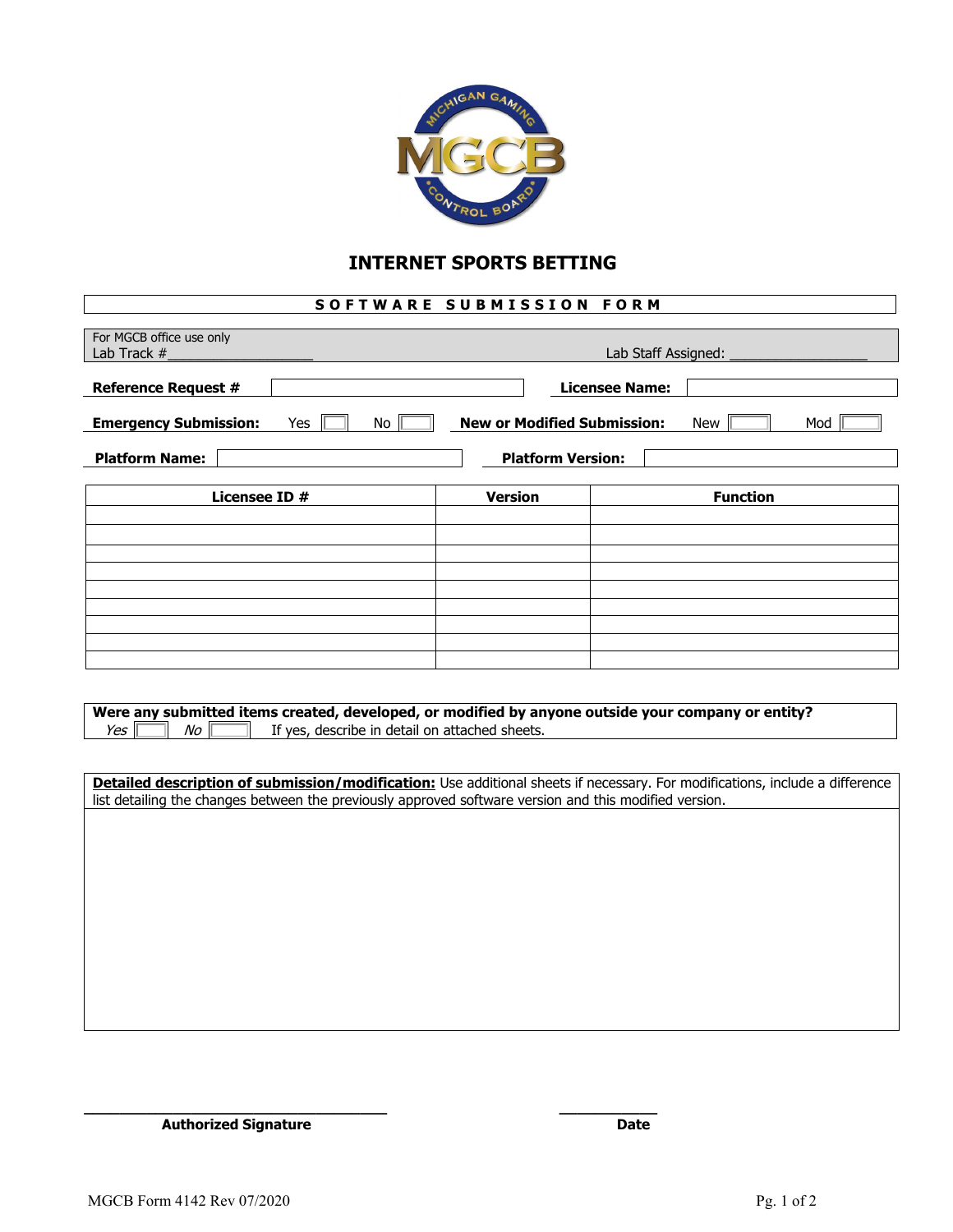# INTERNET SPORTS BETTING

## SOFTWARE SUBMISSION FORM

For MGCB office use only
Lab Track #\_\_\_\_\_\_\_\_\_\_\_\_\_\_\_\_\_\_ Lab Staff Assigned: \_\_\_\_\_\_\_\_\_\_\_\_\_\_\_\_\_\_

**Reference Request #** ☐ **Licensee Name:** ☐

**Emergency Submission:** Yes ☐ No ☐ **New or Modified Submission:** New ☐ Mod ☐

**Platform Name:** ☐ **Platform Version:** ☐

| Licensee ID # | Version | Function |
|---|---|---|
| | | |
| | | |
| | | |
| | | |
| | | |
| | | |
| | | |
| | | |
| | | |

**Were any submitted items created, developed, or modified by anyone outside your company or entity?**
*Yes* ☐ *No* ☐ If yes, describe in detail on attached sheets.

**Detailed description of submission/modification:** Use additional sheets if necessary. For modifications, include a difference list detailing the changes between the previously approved software version and this modified version.

\_\_\_\_\_\_\_\_\_\_\_\_\_\_\_\_\_\_\_\_\_\_\_\_\_\_\_\_\_\_\_\_\_\_ \_\_\_\_\_\_\_\_\_\_\_\_
**Authorized Signature** **Date**

MGCB Form 4142 Rev 07/2020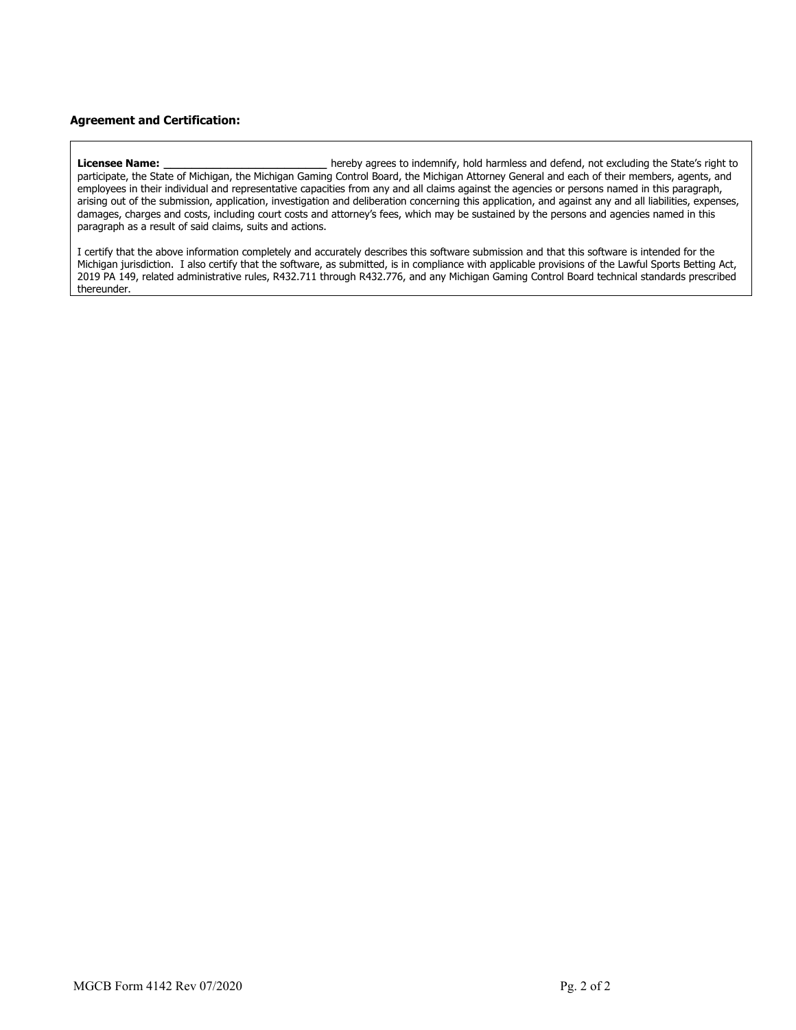**Agreement and Certification:**

**Licensee Name:** ___________________________ hereby agrees to indemnify, hold harmless and defend, not excluding the State's right to participate, the State of Michigan, the Michigan Gaming Control Board, the Michigan Attorney General and each of their members, agents, and employees in their individual and representative capacities from any and all claims against the agencies or persons named in this paragraph, arising out of the submission, application, investigation and deliberation concerning this application, and against any and all liabilities, expenses, damages, charges and costs, including court costs and attorney's fees, which may be sustained by the persons and agencies named in this paragraph as a result of said claims, suits and actions.

I certify that the above information completely and accurately describes this software submission and that this software is intended for the Michigan jurisdiction. I also certify that the software, as submitted, is in compliance with applicable provisions of the Lawful Sports Betting Act, 2019 PA 149, related administrative rules, R432.711 through R432.776, and any Michigan Gaming Control Board technical standards prescribed thereunder.

MGCB Form 4142 Rev 07/2020